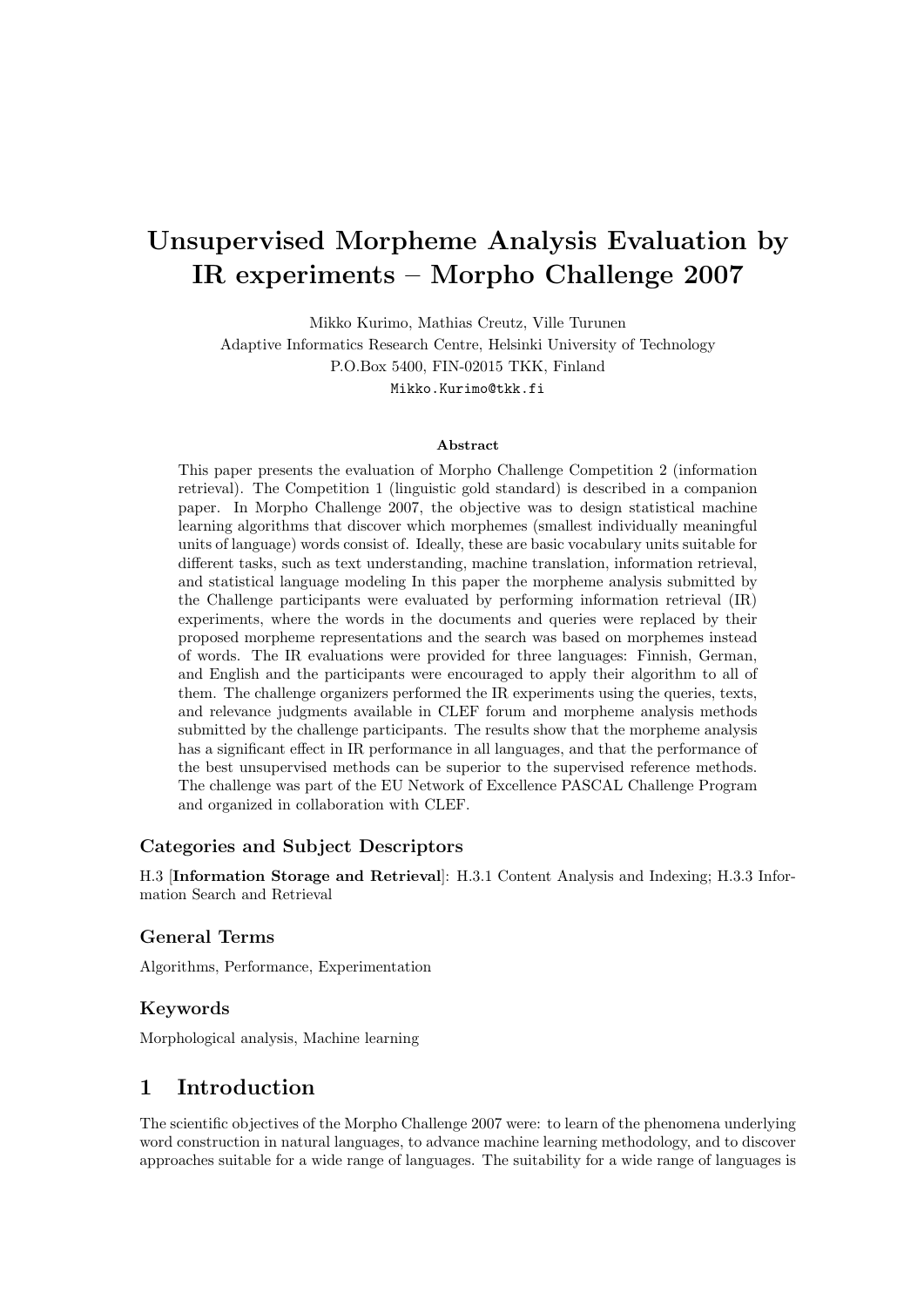# Unsupervised Morpheme Analysis Evaluation by IR experiments – Morpho Challenge 2007

Mikko Kurimo, Mathias Creutz, Ville Turunen
Adaptive Informatics Research Centre, Helsinki University of Technology
P.O.Box 5400, FIN-02015 TKK, Finland
Mikko.Kurimo@tkk.fi

### Abstract

This paper presents the evaluation of Morpho Challenge Competition 2 (information retrieval). The Competition 1 (linguistic gold standard) is described in a companion paper. In Morpho Challenge 2007, the objective was to design statistical machine learning algorithms that discover which morphemes (smallest individually meaningful units of language) words consist of. Ideally, these are basic vocabulary units suitable for different tasks, such as text understanding, machine translation, information retrieval, and statistical language modeling In this paper the morpheme analysis submitted by the Challenge participants were evaluated by performing information retrieval (IR) experiments, where the words in the documents and queries were replaced by their proposed morpheme representations and the search was based on morphemes instead of words. The IR evaluations were provided for three languages: Finnish, German, and English and the participants were encouraged to apply their algorithm to all of them. The challenge organizers performed the IR experiments using the queries, texts, and relevance judgments available in CLEF forum and morpheme analysis methods submitted by the challenge participants. The results show that the morpheme analysis has a significant effect in IR performance in all languages, and that the performance of the best unsupervised methods can be superior to the supervised reference methods. The challenge was part of the EU Network of Excellence PASCAL Challenge Program and organized in collaboration with CLEF.

### Categories and Subject Descriptors

H.3 [**Information Storage and Retrieval**]: H.3.1 Content Analysis and Indexing; H.3.3 Information Search and Retrieval

### General Terms

Algorithms, Performance, Experimentation

### Keywords

Morphological analysis, Machine learning

## 1 Introduction

The scientific objectives of the Morpho Challenge 2007 were: to learn of the phenomena underlying word construction in natural languages, to advance machine learning methodology, and to discover approaches suitable for a wide range of languages. The suitability for a wide range of languages is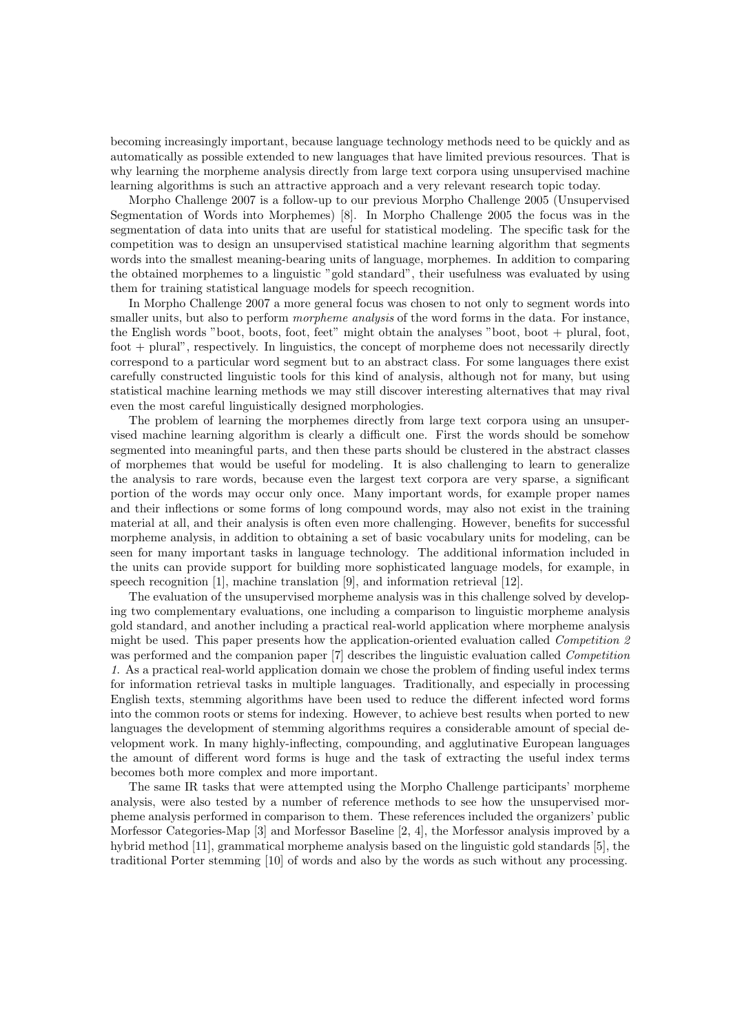becoming increasingly important, because language technology methods need to be quickly and as automatically as possible extended to new languages that have limited previous resources. That is why learning the morpheme analysis directly from large text corpora using unsupervised machine learning algorithms is such an attractive approach and a very relevant research topic today.

Morpho Challenge 2007 is a follow-up to our previous Morpho Challenge 2005 (Unsupervised Segmentation of Words into Morphemes) [8]. In Morpho Challenge 2005 the focus was in the segmentation of data into units that are useful for statistical modeling. The specific task for the competition was to design an unsupervised statistical machine learning algorithm that segments words into the smallest meaning-bearing units of language, morphemes. In addition to comparing the obtained morphemes to a linguistic "gold standard", their usefulness was evaluated by using them for training statistical language models for speech recognition.

In Morpho Challenge 2007 a more general focus was chosen to not only to segment words into smaller units, but also to perform *morpheme analysis* of the word forms in the data. For instance, the English words "boot, boots, foot, feet" might obtain the analyses "boot, boot + plural, foot, foot + plural", respectively. In linguistics, the concept of morpheme does not necessarily directly correspond to a particular word segment but to an abstract class. For some languages there exist carefully constructed linguistic tools for this kind of analysis, although not for many, but using statistical machine learning methods we may still discover interesting alternatives that may rival even the most careful linguistically designed morphologies.

The problem of learning the morphemes directly from large text corpora using an unsupervised machine learning algorithm is clearly a difficult one. First the words should be somehow segmented into meaningful parts, and then these parts should be clustered in the abstract classes of morphemes that would be useful for modeling. It is also challenging to learn to generalize the analysis to rare words, because even the largest text corpora are very sparse, a significant portion of the words may occur only once. Many important words, for example proper names and their inflections or some forms of long compound words, may also not exist in the training material at all, and their analysis is often even more challenging. However, benefits for successful morpheme analysis, in addition to obtaining a set of basic vocabulary units for modeling, can be seen for many important tasks in language technology. The additional information included in the units can provide support for building more sophisticated language models, for example, in speech recognition [1], machine translation [9], and information retrieval [12].

The evaluation of the unsupervised morpheme analysis was in this challenge solved by developing two complementary evaluations, one including a comparison to linguistic morpheme analysis gold standard, and another including a practical real-world application where morpheme analysis might be used. This paper presents how the application-oriented evaluation called *Competition 2* was performed and the companion paper [7] describes the linguistic evaluation called *Competition 1*. As a practical real-world application domain we chose the problem of finding useful index terms for information retrieval tasks in multiple languages. Traditionally, and especially in processing English texts, stemming algorithms have been used to reduce the different infected word forms into the common roots or stems for indexing. However, to achieve best results when ported to new languages the development of stemming algorithms requires a considerable amount of special development work. In many highly-inflecting, compounding, and agglutinative European languages the amount of different word forms is huge and the task of extracting the useful index terms becomes both more complex and more important.

The same IR tasks that were attempted using the Morpho Challenge participants' morpheme analysis, were also tested by a number of reference methods to see how the unsupervised morpheme analysis performed in comparison to them. These references included the organizers' public Morfessor Categories-Map [3] and Morfessor Baseline [2, 4], the Morfessor analysis improved by a hybrid method [11], grammatical morpheme analysis based on the linguistic gold standards [5], the traditional Porter stemming [10] of words and also by the words as such without any processing.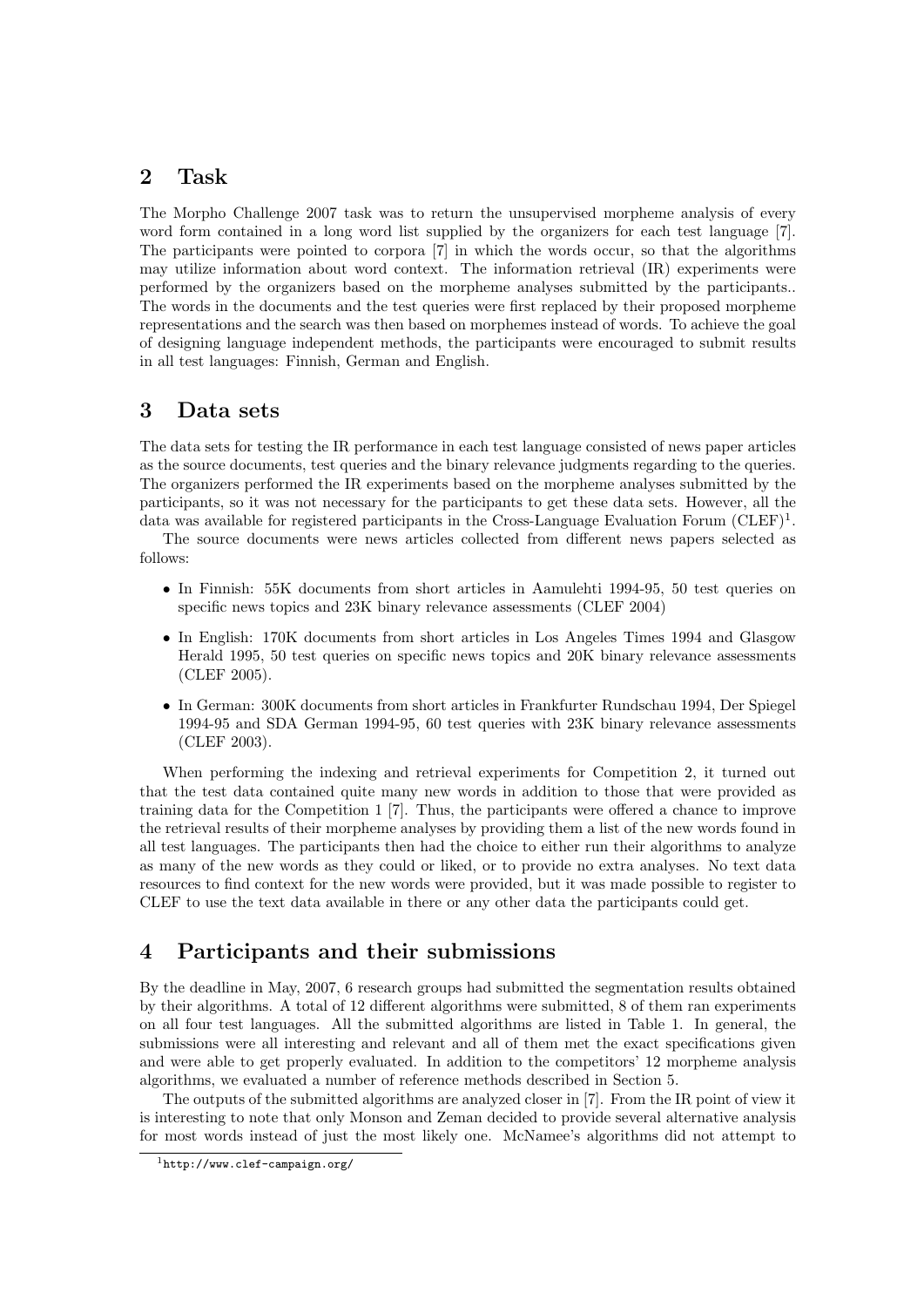## 2 Task

The Morpho Challenge 2007 task was to return the unsupervised morpheme analysis of every word form contained in a long word list supplied by the organizers for each test language [7]. The participants were pointed to corpora [7] in which the words occur, so that the algorithms may utilize information about word context. The information retrieval (IR) experiments were performed by the organizers based on the morpheme analyses submitted by the participants.. The words in the documents and the test queries were first replaced by their proposed morpheme representations and the search was then based on morphemes instead of words. To achieve the goal of designing language independent methods, the participants were encouraged to submit results in all test languages: Finnish, German and English.

## 3 Data sets

The data sets for testing the IR performance in each test language consisted of news paper articles as the source documents, test queries and the binary relevance judgments regarding to the queries. The organizers performed the IR experiments based on the morpheme analyses submitted by the participants, so it was not necessary for the participants to get these data sets. However, all the data was available for registered participants in the Cross-Language Evaluation Forum (CLEF)[1].

The source documents were news articles collected from different news papers selected as follows:

- In Finnish: 55K documents from short articles in Aamulehti 1994-95, 50 test queries on specific news topics and 23K binary relevance assessments (CLEF 2004)
- In English: 170K documents from short articles in Los Angeles Times 1994 and Glasgow Herald 1995, 50 test queries on specific news topics and 20K binary relevance assessments (CLEF 2005).
- In German: 300K documents from short articles in Frankfurter Rundschau 1994, Der Spiegel 1994-95 and SDA German 1994-95, 60 test queries with 23K binary relevance assessments (CLEF 2003).

When performing the indexing and retrieval experiments for Competition 2, it turned out that the test data contained quite many new words in addition to those that were provided as training data for the Competition 1 [7]. Thus, the participants were offered a chance to improve the retrieval results of their morpheme analyses by providing them a list of the new words found in all test languages. The participants then had the choice to either run their algorithms to analyze as many of the new words as they could or liked, or to provide no extra analyses. No text data resources to find context for the new words were provided, but it was made possible to register to CLEF to use the text data available in there or any other data the participants could get.

## 4 Participants and their submissions

By the deadline in May, 2007, 6 research groups had submitted the segmentation results obtained by their algorithms. A total of 12 different algorithms were submitted, 8 of them ran experiments on all four test languages. All the submitted algorithms are listed in Table 1. In general, the submissions were all interesting and relevant and all of them met the exact specifications given and were able to get properly evaluated. In addition to the competitors' 12 morpheme analysis algorithms, we evaluated a number of reference methods described in Section 5.

The outputs of the submitted algorithms are analyzed closer in [7]. From the IR point of view it is interesting to note that only Monson and Zeman decided to provide several alternative analysis for most words instead of just the most likely one. McNamee's algorithms did not attempt to

[1] http://www.clef-campaign.org/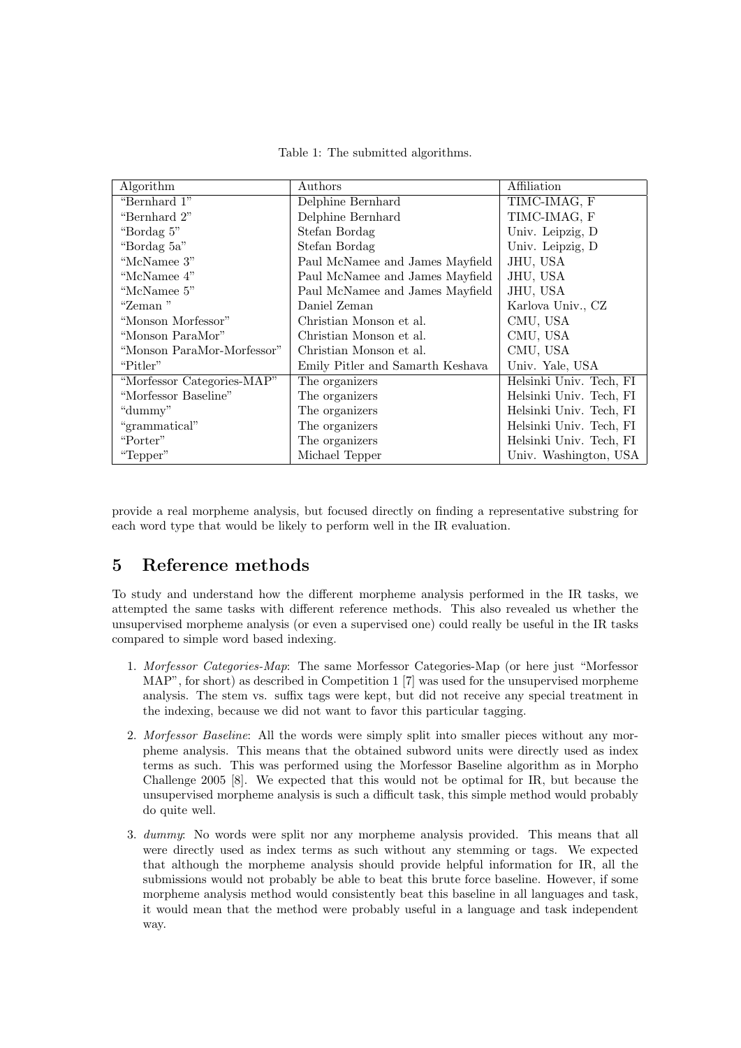Table 1: The submitted algorithms.

| Algorithm | Authors | Affiliation |
|---|---|---|
| “Bernhard 1” | Delphine Bernhard | TIMC-IMAG, F |
| “Bernhard 2” | Delphine Bernhard | TIMC-IMAG, F |
| “Bordag 5” | Stefan Bordag | Univ. Leipzig, D |
| “Bordag 5a” | Stefan Bordag | Univ. Leipzig, D |
| “McNamee 3” | Paul McNamee and James Mayfield | JHU, USA |
| “McNamee 4” | Paul McNamee and James Mayfield | JHU, USA |
| “McNamee 5” | Paul McNamee and James Mayfield | JHU, USA |
| “Zeman ” | Daniel Zeman | Karlova Univ., CZ |
| “Monson Morfessor” | Christian Monson et al. | CMU, USA |
| “Monson ParaMor” | Christian Monson et al. | CMU, USA |
| “Monson ParaMor-Morfessor” | Christian Monson et al. | CMU, USA |
| “Pitler” | Emily Pitler and Samarth Keshava | Univ. Yale, USA |
| “Morfessor Categories-MAP” | The organizers | Helsinki Univ. Tech, FI |
| “Morfessor Baseline” | The organizers | Helsinki Univ. Tech, FI |
| “dummy” | The organizers | Helsinki Univ. Tech, FI |
| “grammatical” | The organizers | Helsinki Univ. Tech, FI |
| “Porter” | The organizers | Helsinki Univ. Tech, FI |
| “Tepper” | Michael Tepper | Univ. Washington, USA |

provide a real morpheme analysis, but focused directly on finding a representative substring for each word type that would be likely to perform well in the IR evaluation.

## 5 Reference methods

To study and understand how the different morpheme analysis performed in the IR tasks, we attempted the same tasks with different reference methods. This also revealed us whether the unsupervised morpheme analysis (or even a supervised one) could really be useful in the IR tasks compared to simple word based indexing.

1. *Morfessor Categories-Map*: The same Morfessor Categories-Map (or here just “Morfessor MAP”, for short) as described in Competition 1 [7] was used for the unsupervised morpheme analysis. The stem vs. suffix tags were kept, but did not receive any special treatment in the indexing, because we did not want to favor this particular tagging.

2. *Morfessor Baseline*: All the words were simply split into smaller pieces without any morpheme analysis. This means that the obtained subword units were directly used as index terms as such. This was performed using the Morfessor Baseline algorithm as in Morpho Challenge 2005 [8]. We expected that this would not be optimal for IR, but because the unsupervised morpheme analysis is such a difficult task, this simple method would probably do quite well.

3. *dummy*: No words were split nor any morpheme analysis provided. This means that all were directly used as index terms as such without any stemming or tags. We expected that although the morpheme analysis should provide helpful information for IR, all the submissions would not probably be able to beat this brute force baseline. However, if some morpheme analysis method would consistently beat this baseline in all languages and task, it would mean that the method were probably useful in a language and task independent way.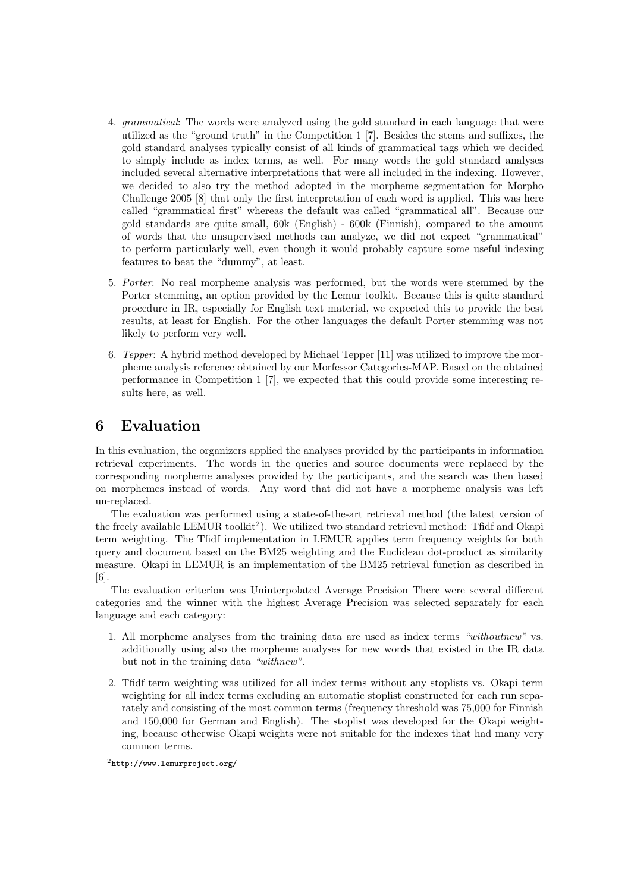4. *grammatical*: The words were analyzed using the gold standard in each language that were utilized as the "ground truth" in the Competition 1 [7]. Besides the stems and suffixes, the gold standard analyses typically consist of all kinds of grammatical tags which we decided to simply include as index terms, as well. For many words the gold standard analyses included several alternative interpretations that were all included in the indexing. However, we decided to also try the method adopted in the morpheme segmentation for Morpho Challenge 2005 [8] that only the first interpretation of each word is applied. This was here called "grammatical first" whereas the default was called "grammatical all". Because our gold standards are quite small, 60k (English) - 600k (Finnish), compared to the amount of words that the unsupervised methods can analyze, we did not expect "grammatical" to perform particularly well, even though it would probably capture some useful indexing features to beat the "dummy", at least.

5. *Porter*: No real morpheme analysis was performed, but the words were stemmed by the Porter stemming, an option provided by the Lemur toolkit. Because this is quite standard procedure in IR, especially for English text material, we expected this to provide the best results, at least for English. For the other languages the default Porter stemming was not likely to perform very well.

6. *Tepper*: A hybrid method developed by Michael Tepper [11] was utilized to improve the morpheme analysis reference obtained by our Morfessor Categories-MAP. Based on the obtained performance in Competition 1 [7], we expected that this could provide some interesting results here, as well.

# 6 Evaluation

In this evaluation, the organizers applied the analyses provided by the participants in information retrieval experiments. The words in the queries and source documents were replaced by the corresponding morpheme analyses provided by the participants, and the search was then based on morphemes instead of words. Any word that did not have a morpheme analysis was left un-replaced.

The evaluation was performed using a state-of-the-art retrieval method (the latest version of the freely available LEMUR toolkit[2]). We utilized two standard retrieval method: Tfidf and Okapi term weighting. The Tfidf implementation in LEMUR applies term frequency weights for both query and document based on the BM25 weighting and the Euclidean dot-product as similarity measure. Okapi in LEMUR is an implementation of the BM25 retrieval function as described in [6].

The evaluation criterion was Uninterpolated Average Precision There were several different categories and the winner with the highest Average Precision was selected separately for each language and each category:

1. All morpheme analyses from the training data are used as index terms *"withoutnew"* vs. additionally using also the morpheme analyses for new words that existed in the IR data but not in the training data *"withnew"*.

2. Tfidf term weighting was utilized for all index terms without any stoplists vs. Okapi term weighting for all index terms excluding an automatic stoplist constructed for each run separately and consisting of the most common terms (frequency threshold was 75,000 for Finnish and 150,000 for German and English). The stoplist was developed for the Okapi weighting, because otherwise Okapi weights were not suitable for the indexes that had many very common terms.

[2] http://www.lemurproject.org/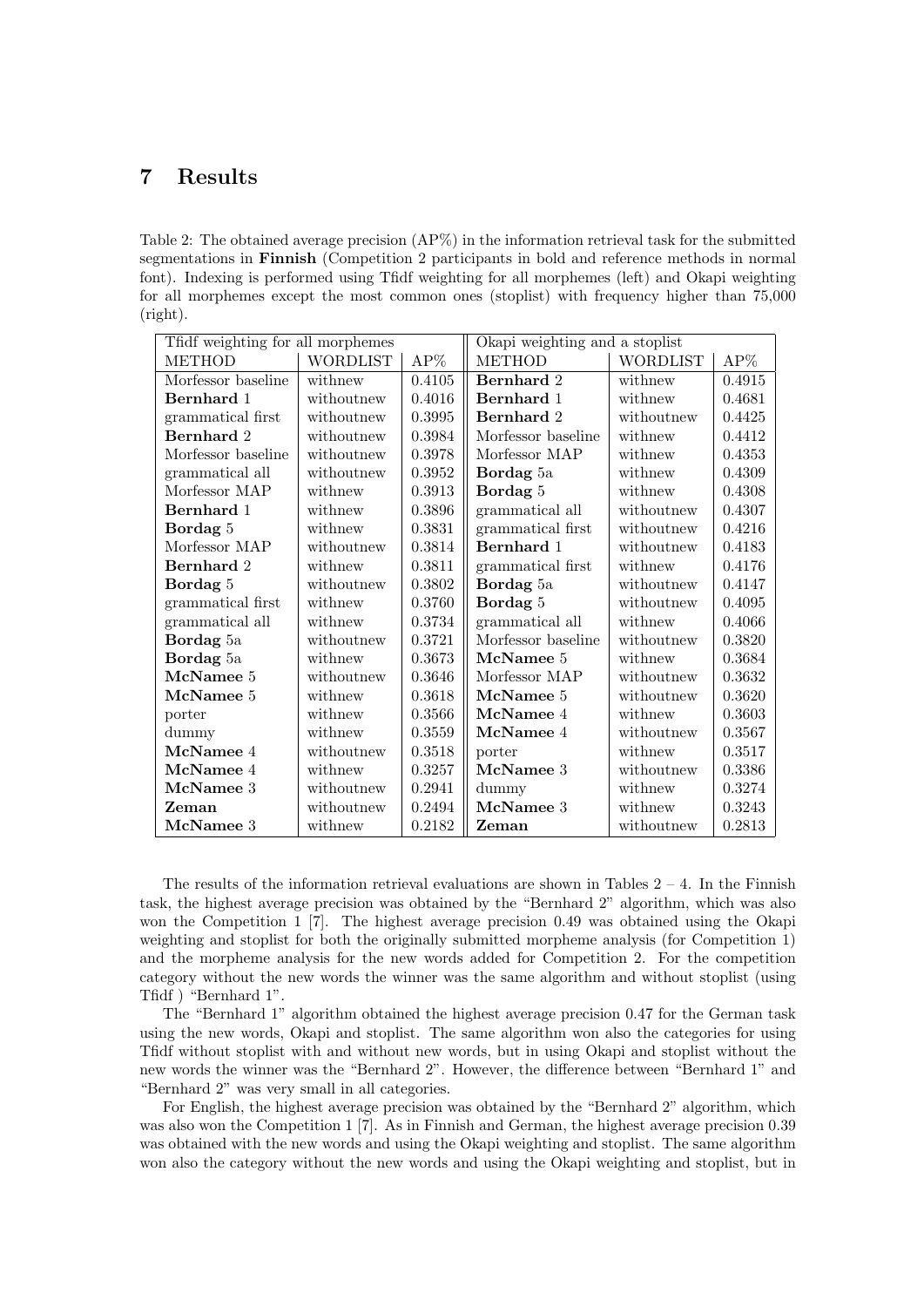# 7 Results

Table 2: The obtained average precision (AP%) in the information retrieval task for the submitted segmentations in **Finnish** (Competition 2 participants in bold and reference methods in normal font). Indexing is performed using Tfidf weighting for all morphemes (left) and Okapi weighting for all morphemes except the most common ones (stoplist) with frequency higher than 75,000 (right).

| Tfidf weighting for all morphemes | | | Okapi weighting and a stoplist | | |
|---|---|---|---|---|---|
| METHOD | WORDLIST | AP% | METHOD | WORDLIST | AP% |
| Morfessor baseline | withnew | 0.4105 | **Bernhard** 2 | withnew | 0.4915 |
| **Bernhard** 1 | withoutnew | 0.4016 | **Bernhard** 1 | withnew | 0.4681 |
| grammatical first | withoutnew | 0.3995 | **Bernhard** 2 | withoutnew | 0.4425 |
| **Bernhard** 2 | withoutnew | 0.3984 | Morfessor baseline | withnew | 0.4412 |
| Morfessor baseline | withoutnew | 0.3978 | Morfessor MAP | withnew | 0.4353 |
| grammatical all | withoutnew | 0.3952 | **Bordag** 5a | withnew | 0.4309 |
| Morfessor MAP | withnew | 0.3913 | **Bordag** 5 | withnew | 0.4308 |
| **Bernhard** 1 | withnew | 0.3896 | grammatical all | withoutnew | 0.4307 |
| **Bordag** 5 | withnew | 0.3831 | grammatical first | withoutnew | 0.4216 |
| Morfessor MAP | withoutnew | 0.3814 | **Bernhard** 1 | withoutnew | 0.4183 |
| **Bernhard** 2 | withnew | 0.3811 | grammatical first | withnew | 0.4176 |
| **Bordag** 5 | withoutnew | 0.3802 | **Bordag** 5a | withoutnew | 0.4147 |
| grammatical first | withnew | 0.3760 | **Bordag** 5 | withoutnew | 0.4095 |
| grammatical all | withnew | 0.3734 | grammatical all | withnew | 0.4066 |
| **Bordag** 5a | withoutnew | 0.3721 | Morfessor baseline | withoutnew | 0.3820 |
| **Bordag** 5a | withnew | 0.3673 | **McNamee** 5 | withnew | 0.3684 |
| **McNamee** 5 | withoutnew | 0.3646 | Morfessor MAP | withoutnew | 0.3632 |
| **McNamee** 5 | withnew | 0.3618 | **McNamee** 5 | withoutnew | 0.3620 |
| porter | withnew | 0.3566 | **McNamee** 4 | withnew | 0.3603 |
| dummy | withnew | 0.3559 | **McNamee** 4 | withoutnew | 0.3567 |
| **McNamee** 4 | withoutnew | 0.3518 | porter | withnew | 0.3517 |
| **McNamee** 4 | withnew | 0.3257 | **McNamee** 3 | withoutnew | 0.3386 |
| **McNamee** 3 | withoutnew | 0.2941 | dummy | withnew | 0.3274 |
| **Zeman** | withoutnew | 0.2494 | **McNamee** 3 | withnew | 0.3243 |
| **McNamee** 3 | withnew | 0.2182 | **Zeman** | withoutnew | 0.2813 |

The results of the information retrieval evaluations are shown in Tables 2 – 4. In the Finnish task, the highest average precision was obtained by the "Bernhard 2" algorithm, which was also won the Competition 1 [7]. The highest average precision 0.49 was obtained using the Okapi weighting and stoplist for both the originally submitted morpheme analysis (for Competition 1) and the morpheme analysis for the new words added for Competition 2. For the competition category without the new words the winner was the same algorithm and without stoplist (using Tfidf ) "Bernhard 1".

The "Bernhard 1" algorithm obtained the highest average precision 0.47 for the German task using the new words, Okapi and stoplist. The same algorithm won also the categories for using Tfidf without stoplist with and without new words, but in using Okapi and stoplist without the new words the winner was the "Bernhard 2". However, the difference between "Bernhard 1" and "Bernhard 2" was very small in all categories.

For English, the highest average precision was obtained by the "Bernhard 2" algorithm, which was also won the Competition 1 [7]. As in Finnish and German, the highest average precision 0.39 was obtained with the new words and using the Okapi weighting and stoplist. The same algorithm won also the category without the new words and using the Okapi weighting and stoplist, but in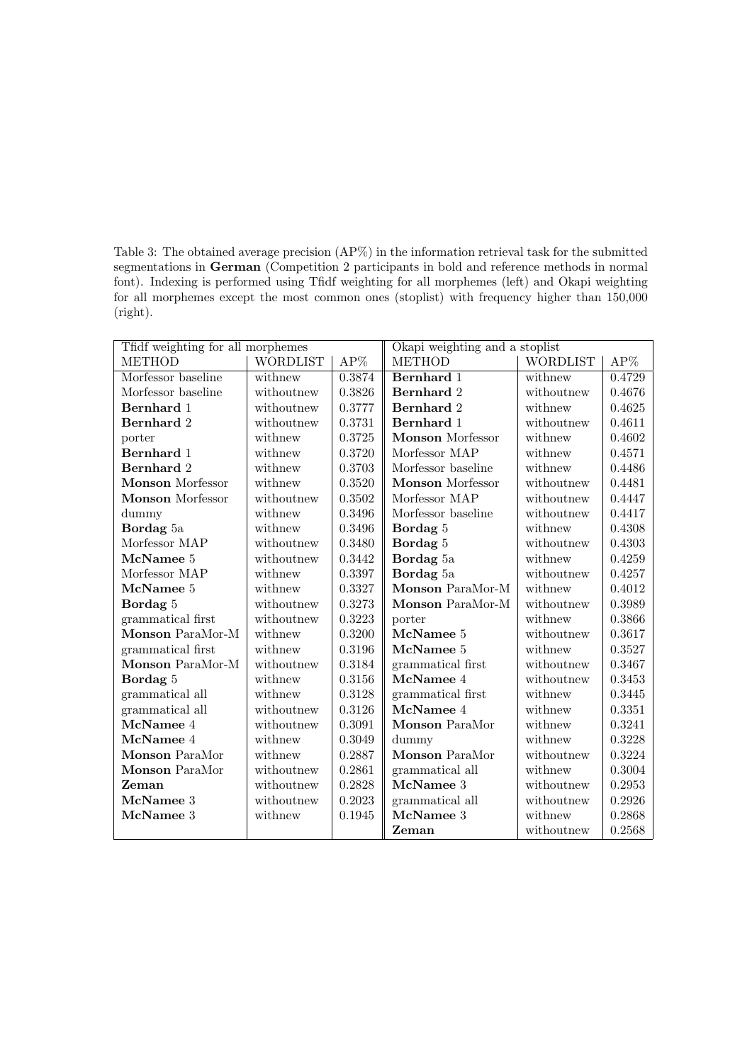Table 3: The obtained average precision (AP%) in the information retrieval task for the submitted segmentations in **German** (Competition 2 participants in bold and reference methods in normal font). Indexing is performed using Tfidf weighting for all morphemes (left) and Okapi weighting for all morphemes except the most common ones (stoplist) with frequency higher than 150,000 (right).

| Tfidf weighting for all morphemes | | | Okapi weighting and a stoplist | | |
|---|---|---|---|---|---|
| METHOD | WORDLIST | AP% | METHOD | WORDLIST | AP% |
| Morfessor baseline | withnew | 0.3874 | **Bernhard** 1 | withnew | 0.4729 |
| Morfessor baseline | withoutnew | 0.3826 | **Bernhard** 2 | withoutnew | 0.4676 |
| **Bernhard** 1 | withoutnew | 0.3777 | **Bernhard** 2 | withnew | 0.4625 |
| **Bernhard** 2 | withoutnew | 0.3731 | **Bernhard** 1 | withoutnew | 0.4611 |
| porter | withnew | 0.3725 | **Monson** Morfessor | withnew | 0.4602 |
| **Bernhard** 1 | withnew | 0.3720 | Morfessor MAP | withnew | 0.4571 |
| **Bernhard** 2 | withnew | 0.3703 | Morfessor baseline | withnew | 0.4486 |
| **Monson** Morfessor | withnew | 0.3520 | **Monson** Morfessor | withoutnew | 0.4481 |
| **Monson** Morfessor | withoutnew | 0.3502 | Morfessor MAP | withoutnew | 0.4447 |
| dummy | withnew | 0.3496 | Morfessor baseline | withoutnew | 0.4417 |
| **Bordag** 5a | withnew | 0.3496 | **Bordag** 5 | withnew | 0.4308 |
| Morfessor MAP | withoutnew | 0.3480 | **Bordag** 5 | withoutnew | 0.4303 |
| **McNamee** 5 | withoutnew | 0.3442 | **Bordag** 5a | withnew | 0.4259 |
| Morfessor MAP | withnew | 0.3397 | **Bordag** 5a | withoutnew | 0.4257 |
| **McNamee** 5 | withnew | 0.3327 | **Monson** ParaMor-M | withnew | 0.4012 |
| **Bordag** 5 | withoutnew | 0.3273 | **Monson** ParaMor-M | withoutnew | 0.3989 |
| grammatical first | withoutnew | 0.3223 | porter | withnew | 0.3866 |
| **Monson** ParaMor-M | withnew | 0.3200 | **McNamee** 5 | withoutnew | 0.3617 |
| grammatical first | withnew | 0.3196 | **McNamee** 5 | withnew | 0.3527 |
| **Monson** ParaMor-M | withoutnew | 0.3184 | grammatical first | withoutnew | 0.3467 |
| **Bordag** 5 | withnew | 0.3156 | **McNamee** 4 | withoutnew | 0.3453 |
| grammatical all | withnew | 0.3128 | grammatical first | withnew | 0.3445 |
| grammatical all | withoutnew | 0.3126 | **McNamee** 4 | withnew | 0.3351 |
| **McNamee** 4 | withoutnew | 0.3091 | **Monson** ParaMor | withnew | 0.3241 |
| **McNamee** 4 | withnew | 0.3049 | dummy | withnew | 0.3228 |
| **Monson** ParaMor | withnew | 0.2887 | **Monson** ParaMor | withoutnew | 0.3224 |
| **Monson** ParaMor | withoutnew | 0.2861 | grammatical all | withnew | 0.3004 |
| **Zeman** | withoutnew | 0.2828 | **McNamee** 3 | withoutnew | 0.2953 |
| **McNamee** 3 | withoutnew | 0.2023 | grammatical all | withoutnew | 0.2926 |
| **McNamee** 3 | withnew | 0.1945 | **McNamee** 3 | withnew | 0.2868 |
| | | | **Zeman** | withoutnew | 0.2568 |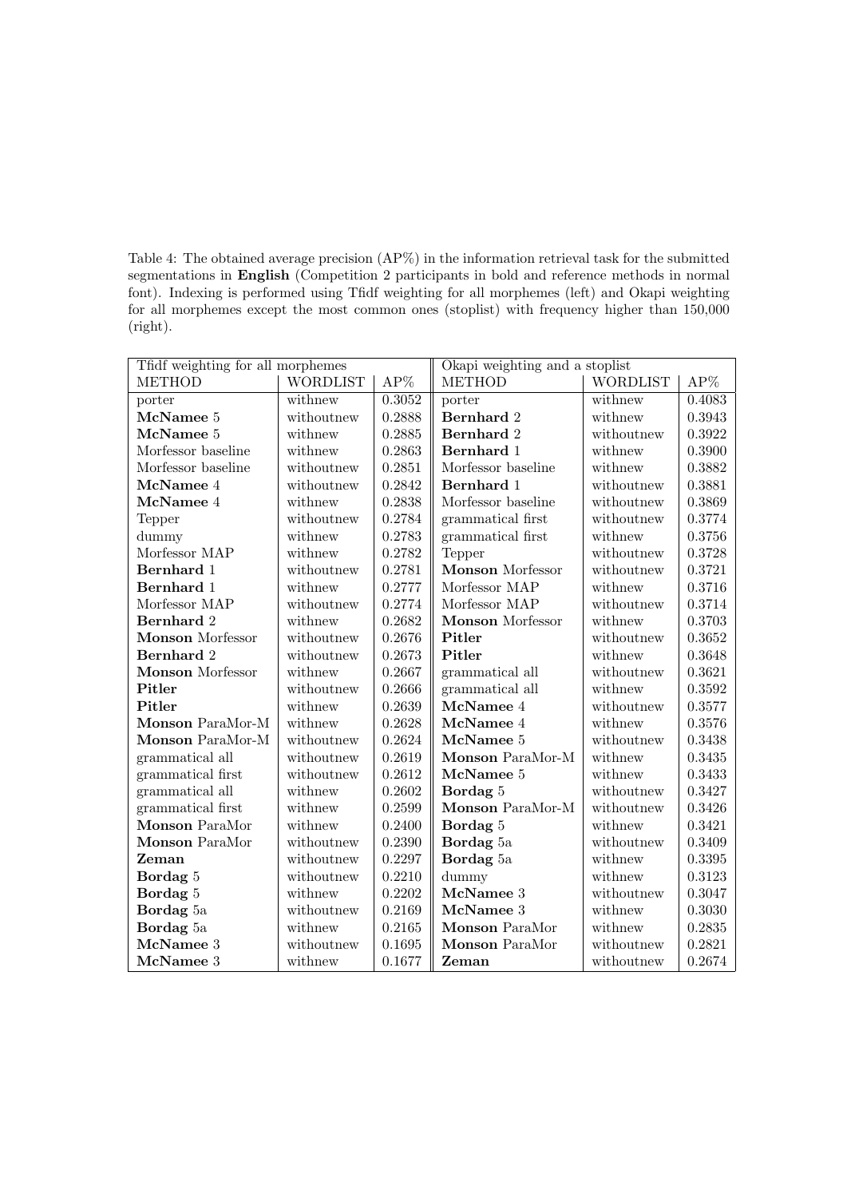Table 4: The obtained average precision (AP%) in the information retrieval task for the submitted segmentations in **English** (Competition 2 participants in bold and reference methods in normal font). Indexing is performed using Tfidf weighting for all morphemes (left) and Okapi weighting for all morphemes except the most common ones (stoplist) with frequency higher than 150,000 (right).

| Tfidf weighting for all morphemes | | | Okapi weighting and a stoplist | | |
|---|---|---|---|---|---|
| METHOD | WORDLIST | AP% | METHOD | WORDLIST | AP% |
| porter | withnew | 0.3052 | porter | withnew | 0.4083 |
| **McNamee** 5 | withoutnew | 0.2888 | **Bernhard** 2 | withnew | 0.3943 |
| **McNamee** 5 | withnew | 0.2885 | **Bernhard** 2 | withoutnew | 0.3922 |
| Morfessor baseline | withnew | 0.2863 | **Bernhard** 1 | withnew | 0.3900 |
| Morfessor baseline | withoutnew | 0.2851 | Morfessor baseline | withnew | 0.3882 |
| **McNamee** 4 | withoutnew | 0.2842 | **Bernhard** 1 | withoutnew | 0.3881 |
| **McNamee** 4 | withnew | 0.2838 | Morfessor baseline | withoutnew | 0.3869 |
| Tepper | withoutnew | 0.2784 | grammatical first | withoutnew | 0.3774 |
| dummy | withnew | 0.2783 | grammatical first | withnew | 0.3756 |
| Morfessor MAP | withnew | 0.2782 | Tepper | withoutnew | 0.3728 |
| **Bernhard** 1 | withoutnew | 0.2781 | **Monson** Morfessor | withoutnew | 0.3721 |
| **Bernhard** 1 | withnew | 0.2777 | Morfessor MAP | withnew | 0.3716 |
| Morfessor MAP | withoutnew | 0.2774 | Morfessor MAP | withoutnew | 0.3714 |
| **Bernhard** 2 | withnew | 0.2682 | **Monson** Morfessor | withnew | 0.3703 |
| **Monson** Morfessor | withoutnew | 0.2676 | **Pitler** | withoutnew | 0.3652 |
| **Bernhard** 2 | withoutnew | 0.2673 | **Pitler** | withnew | 0.3648 |
| **Monson** Morfessor | withnew | 0.2667 | grammatical all | withoutnew | 0.3621 |
| **Pitler** | withoutnew | 0.2666 | grammatical all | withnew | 0.3592 |
| **Pitler** | withnew | 0.2639 | **McNamee** 4 | withoutnew | 0.3577 |
| **Monson** ParaMor-M | withnew | 0.2628 | **McNamee** 4 | withnew | 0.3576 |
| **Monson** ParaMor-M | withoutnew | 0.2624 | **McNamee** 5 | withoutnew | 0.3438 |
| grammatical all | withoutnew | 0.2619 | **Monson** ParaMor-M | withnew | 0.3435 |
| grammatical first | withoutnew | 0.2612 | **McNamee** 5 | withnew | 0.3433 |
| grammatical all | withnew | 0.2602 | **Bordag** 5 | withoutnew | 0.3427 |
| grammatical first | withnew | 0.2599 | **Monson** ParaMor-M | withoutnew | 0.3426 |
| **Monson** ParaMor | withnew | 0.2400 | **Bordag** 5 | withnew | 0.3421 |
| **Monson** ParaMor | withoutnew | 0.2390 | **Bordag** 5a | withoutnew | 0.3409 |
| **Zeman** | withoutnew | 0.2297 | **Bordag** 5a | withnew | 0.3395 |
| **Bordag** 5 | withoutnew | 0.2210 | dummy | withnew | 0.3123 |
| **Bordag** 5 | withnew | 0.2202 | **McNamee** 3 | withoutnew | 0.3047 |
| **Bordag** 5a | withoutnew | 0.2169 | **McNamee** 3 | withnew | 0.3030 |
| **Bordag** 5a | withnew | 0.2165 | **Monson** ParaMor | withnew | 0.2835 |
| **McNamee** 3 | withoutnew | 0.1695 | **Monson** ParaMor | withoutnew | 0.2821 |
| **McNamee** 3 | withnew | 0.1677 | **Zeman** | withoutnew | 0.2674 |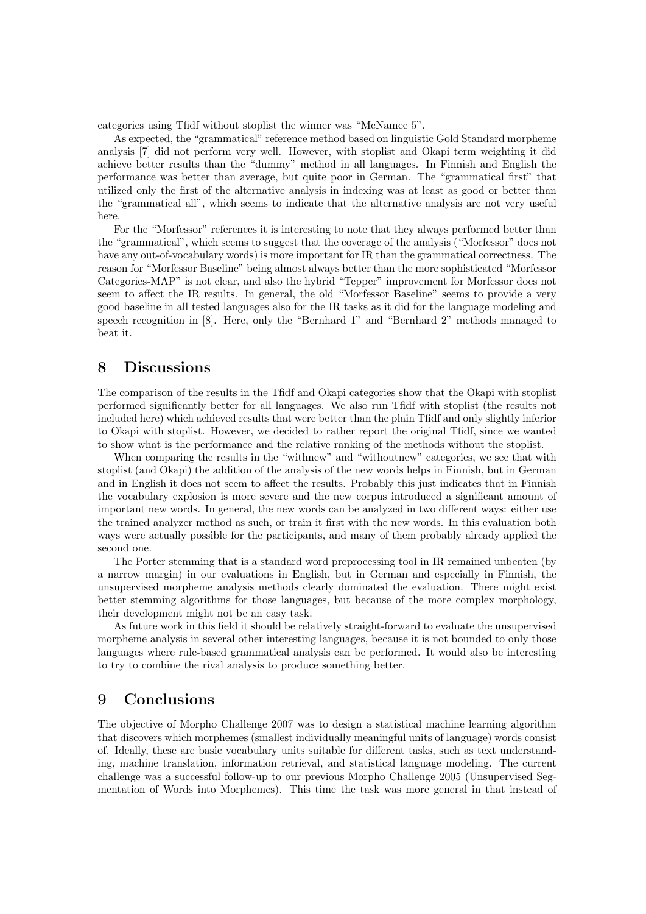categories using Tfidf without stoplist the winner was "McNamee 5".

As expected, the "grammatical" reference method based on linguistic Gold Standard morpheme analysis [7] did not perform very well. However, with stoplist and Okapi term weighting it did achieve better results than the "dummy" method in all languages. In Finnish and English the performance was better than average, but quite poor in German. The "grammatical first" that utilized only the first of the alternative analysis in indexing was at least as good or better than the "grammatical all", which seems to indicate that the alternative analysis are not very useful here.

For the "Morfessor" references it is interesting to note that they always performed better than the "grammatical", which seems to suggest that the coverage of the analysis ("Morfessor" does not have any out-of-vocabulary words) is more important for IR than the grammatical correctness. The reason for "Morfessor Baseline" being almost always better than the more sophisticated "Morfessor Categories-MAP" is not clear, and also the hybrid "Tepper" improvement for Morfessor does not seem to affect the IR results. In general, the old "Morfessor Baseline" seems to provide a very good baseline in all tested languages also for the IR tasks as it did for the language modeling and speech recognition in [8]. Here, only the "Bernhard 1" and "Bernhard 2" methods managed to beat it.

## 8 Discussions

The comparison of the results in the Tfidf and Okapi categories show that the Okapi with stoplist performed significantly better for all languages. We also run Tfidf with stoplist (the results not included here) which achieved results that were better than the plain Tfidf and only slightly inferior to Okapi with stoplist. However, we decided to rather report the original Tfidf, since we wanted to show what is the performance and the relative ranking of the methods without the stoplist.

When comparing the results in the "withnew" and "withoutnew" categories, we see that with stoplist (and Okapi) the addition of the analysis of the new words helps in Finnish, but in German and in English it does not seem to affect the results. Probably this just indicates that in Finnish the vocabulary explosion is more severe and the new corpus introduced a significant amount of important new words. In general, the new words can be analyzed in two different ways: either use the trained analyzer method as such, or train it first with the new words. In this evaluation both ways were actually possible for the participants, and many of them probably already applied the second one.

The Porter stemming that is a standard word preprocessing tool in IR remained unbeaten (by a narrow margin) in our evaluations in English, but in German and especially in Finnish, the unsupervised morpheme analysis methods clearly dominated the evaluation. There might exist better stemming algorithms for those languages, but because of the more complex morphology, their development might not be an easy task.

As future work in this field it should be relatively straight-forward to evaluate the unsupervised morpheme analysis in several other interesting languages, because it is not bounded to only those languages where rule-based grammatical analysis can be performed. It would also be interesting to try to combine the rival analysis to produce something better.

## 9 Conclusions

The objective of Morpho Challenge 2007 was to design a statistical machine learning algorithm that discovers which morphemes (smallest individually meaningful units of language) words consist of. Ideally, these are basic vocabulary units suitable for different tasks, such as text understanding, machine translation, information retrieval, and statistical language modeling. The current challenge was a successful follow-up to our previous Morpho Challenge 2005 (Unsupervised Segmentation of Words into Morphemes). This time the task was more general in that instead of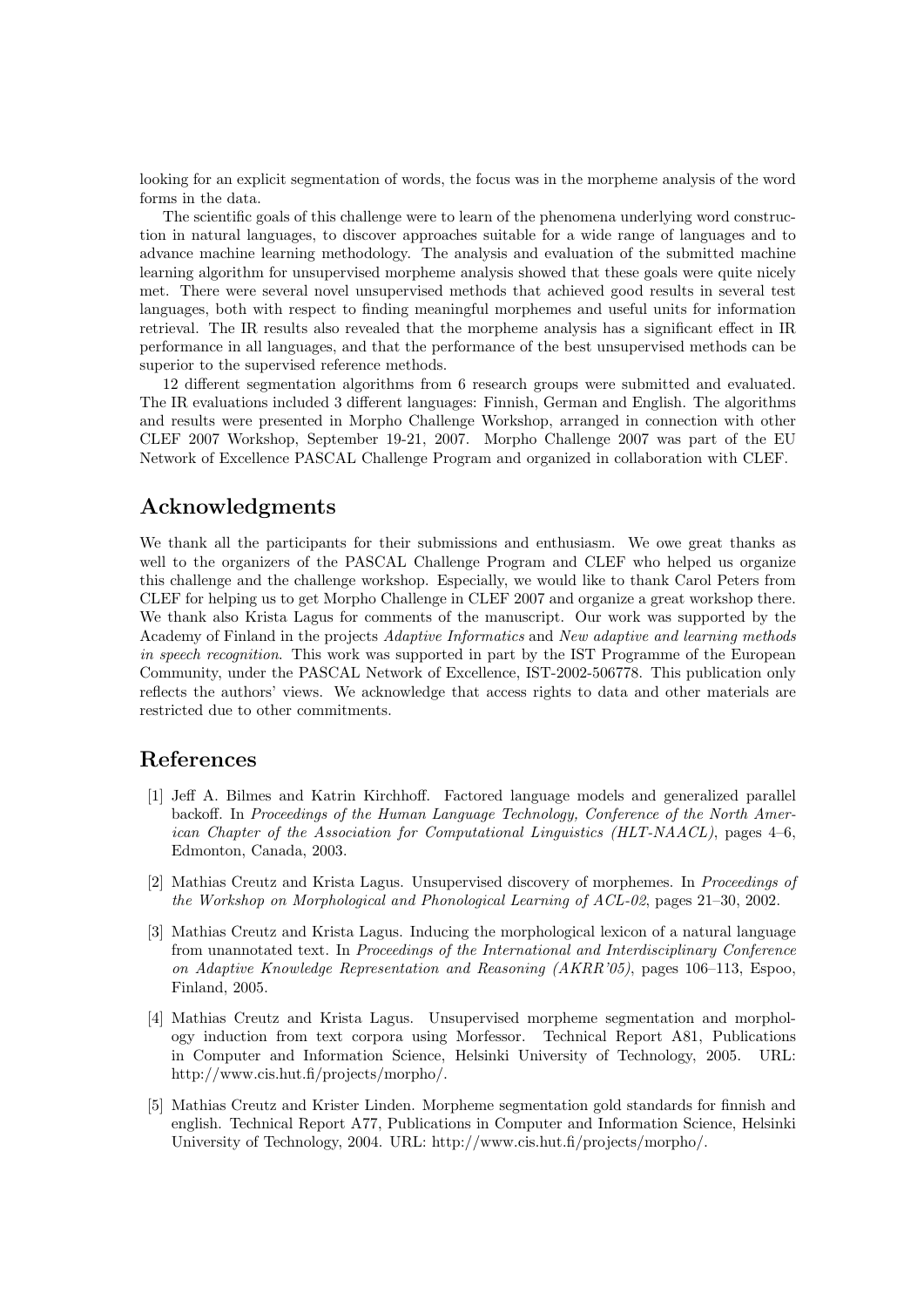looking for an explicit segmentation of words, the focus was in the morpheme analysis of the word forms in the data.

The scientific goals of this challenge were to learn of the phenomena underlying word construction in natural languages, to discover approaches suitable for a wide range of languages and to advance machine learning methodology. The analysis and evaluation of the submitted machine learning algorithm for unsupervised morpheme analysis showed that these goals were quite nicely met. There were several novel unsupervised methods that achieved good results in several test languages, both with respect to finding meaningful morphemes and useful units for information retrieval. The IR results also revealed that the morpheme analysis has a significant effect in IR performance in all languages, and that the performance of the best unsupervised methods can be superior to the supervised reference methods.

12 different segmentation algorithms from 6 research groups were submitted and evaluated. The IR evaluations included 3 different languages: Finnish, German and English. The algorithms and results were presented in Morpho Challenge Workshop, arranged in connection with other CLEF 2007 Workshop, September 19-21, 2007. Morpho Challenge 2007 was part of the EU Network of Excellence PASCAL Challenge Program and organized in collaboration with CLEF.

## Acknowledgments

We thank all the participants for their submissions and enthusiasm. We owe great thanks as well to the organizers of the PASCAL Challenge Program and CLEF who helped us organize this challenge and the challenge workshop. Especially, we would like to thank Carol Peters from CLEF for helping us to get Morpho Challenge in CLEF 2007 and organize a great workshop there. We thank also Krista Lagus for comments of the manuscript. Our work was supported by the Academy of Finland in the projects *Adaptive Informatics* and *New adaptive and learning methods in speech recognition*. This work was supported in part by the IST Programme of the European Community, under the PASCAL Network of Excellence, IST-2002-506778. This publication only reflects the authors' views. We acknowledge that access rights to data and other materials are restricted due to other commitments.

## References

[1] Jeff A. Bilmes and Katrin Kirchhoff. Factored language models and generalized parallel backoff. In *Proceedings of the Human Language Technology, Conference of the North American Chapter of the Association for Computational Linguistics (HLT-NAACL)*, pages 4–6, Edmonton, Canada, 2003.

[2] Mathias Creutz and Krista Lagus. Unsupervised discovery of morphemes. In *Proceedings of the Workshop on Morphological and Phonological Learning of ACL-02*, pages 21–30, 2002.

[3] Mathias Creutz and Krista Lagus. Inducing the morphological lexicon of a natural language from unannotated text. In *Proceedings of the International and Interdisciplinary Conference on Adaptive Knowledge Representation and Reasoning (AKRR'05)*, pages 106–113, Espoo, Finland, 2005.

[4] Mathias Creutz and Krista Lagus. Unsupervised morpheme segmentation and morphology induction from text corpora using Morfessor. Technical Report A81, Publications in Computer and Information Science, Helsinki University of Technology, 2005. URL: http://www.cis.hut.fi/projects/morpho/.

[5] Mathias Creutz and Krister Linden. Morpheme segmentation gold standards for finnish and english. Technical Report A77, Publications in Computer and Information Science, Helsinki University of Technology, 2004. URL: http://www.cis.hut.fi/projects/morpho/.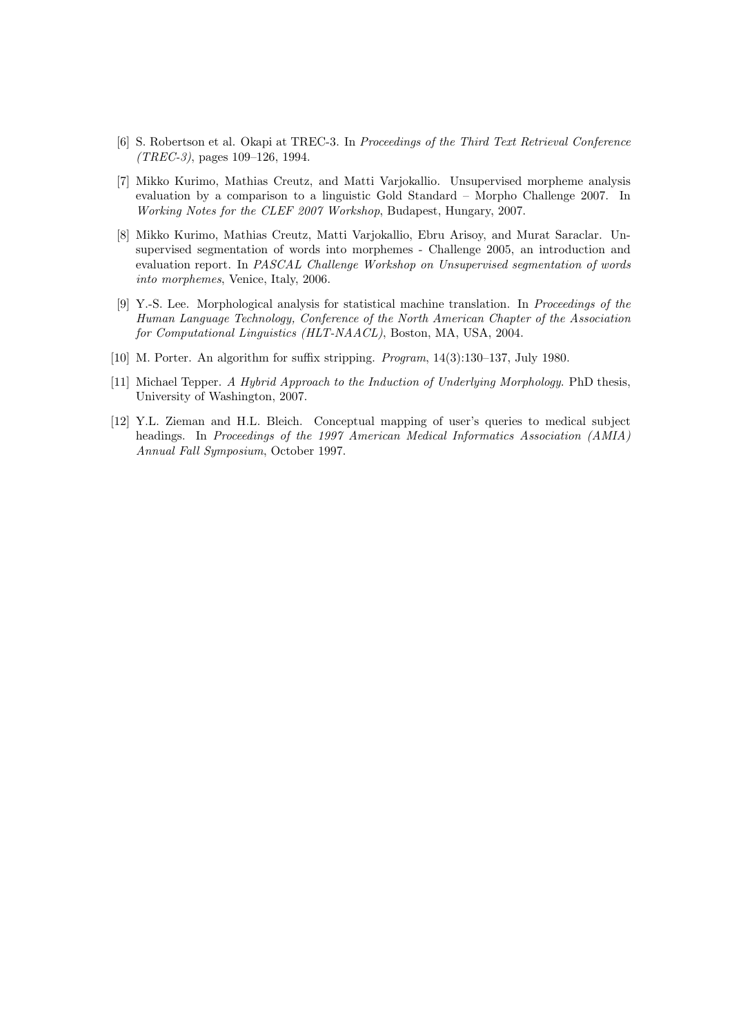[6] S. Robertson et al. Okapi at TREC-3. In *Proceedings of the Third Text Retrieval Conference (TREC-3)*, pages 109–126, 1994.

[7] Mikko Kurimo, Mathias Creutz, and Matti Varjokallio. Unsupervised morpheme analysis evaluation by a comparison to a linguistic Gold Standard – Morpho Challenge 2007. In *Working Notes for the CLEF 2007 Workshop*, Budapest, Hungary, 2007.

[8] Mikko Kurimo, Mathias Creutz, Matti Varjokallio, Ebru Arisoy, and Murat Saraclar. Unsupervised segmentation of words into morphemes - Challenge 2005, an introduction and evaluation report. In *PASCAL Challenge Workshop on Unsupervised segmentation of words into morphemes*, Venice, Italy, 2006.

[9] Y.-S. Lee. Morphological analysis for statistical machine translation. In *Proceedings of the Human Language Technology, Conference of the North American Chapter of the Association for Computational Linguistics (HLT-NAACL)*, Boston, MA, USA, 2004.

[10] M. Porter. An algorithm for suffix stripping. *Program*, 14(3):130–137, July 1980.

[11] Michael Tepper. *A Hybrid Approach to the Induction of Underlying Morphology.* PhD thesis, University of Washington, 2007.

[12] Y.L. Zieman and H.L. Bleich. Conceptual mapping of user's queries to medical subject headings. In *Proceedings of the 1997 American Medical Informatics Association (AMIA) Annual Fall Symposium*, October 1997.